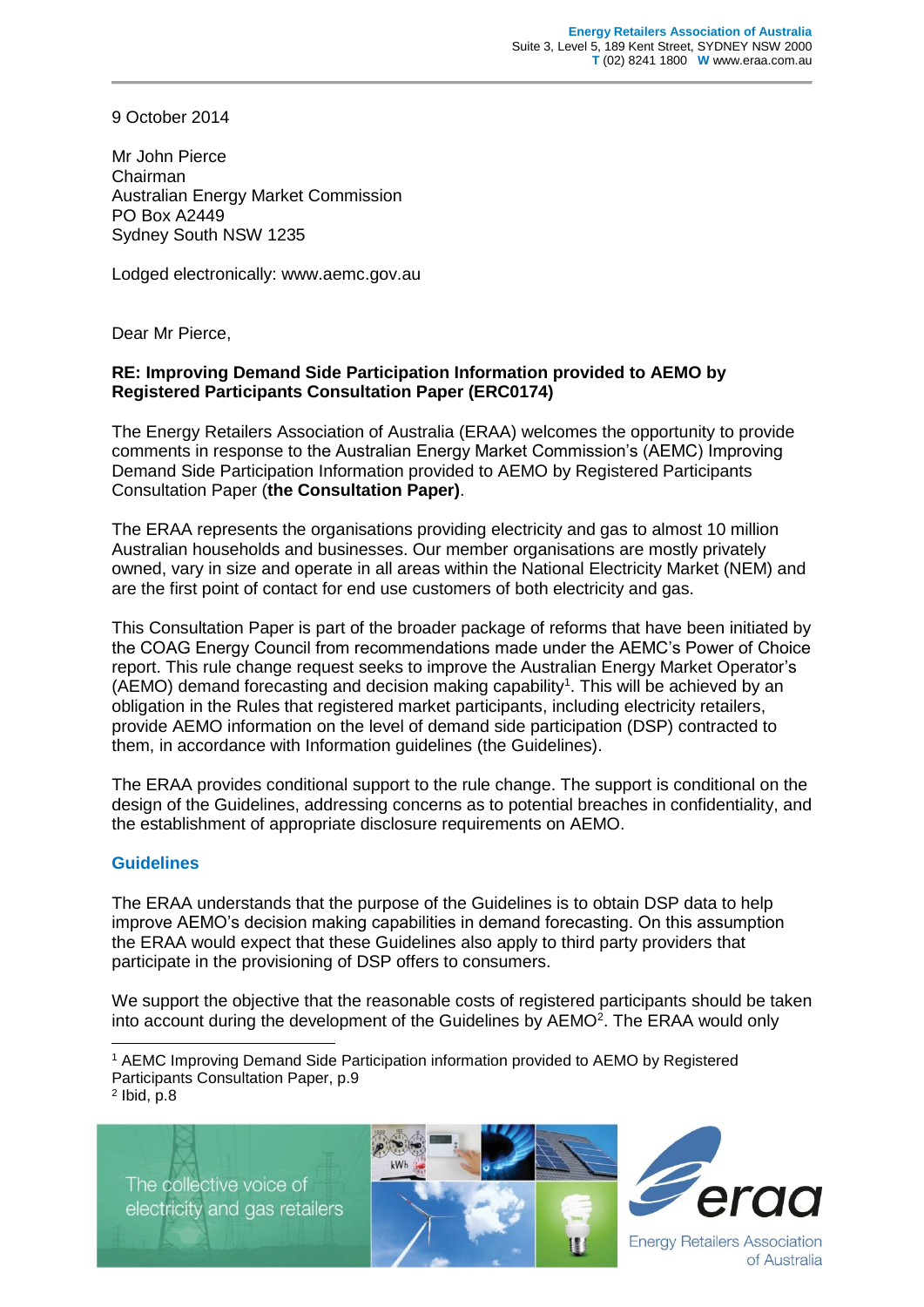Energy Retailers Association of Australia
Suite 3, Level 5, 189 Kent Street, SYDNEY NSW 2000
T (02) 8241 1800 W www.eraa.com.au

9 October 2014

Mr John Pierce
Chairman
Australian Energy Market Commission
PO Box A2449
Sydney South NSW 1235

Lodged electronically: www.aemc.gov.au

Dear Mr Pierce,

**RE: Improving Demand Side Participation Information provided to AEMO by Registered Participants Consultation Paper (ERC0174)**

The Energy Retailers Association of Australia (ERAA) welcomes the opportunity to provide comments in response to the Australian Energy Market Commission's (AEMC) Improving Demand Side Participation Information provided to AEMO by Registered Participants Consultation Paper (**the Consultation Paper)**.

The ERAA represents the organisations providing electricity and gas to almost 10 million Australian households and businesses. Our member organisations are mostly privately owned, vary in size and operate in all areas within the National Electricity Market (NEM) and are the first point of contact for end use customers of both electricity and gas.

This Consultation Paper is part of the broader package of reforms that have been initiated by the COAG Energy Council from recommendations made under the AEMC's Power of Choice report. This rule change request seeks to improve the Australian Energy Market Operator's (AEMO) demand forecasting and decision making capability[1]. This will be achieved by an obligation in the Rules that registered market participants, including electricity retailers, provide AEMO information on the level of demand side participation (DSP) contracted to them, in accordance with Information guidelines (the Guidelines).

The ERAA provides conditional support to the rule change. The support is conditional on the design of the Guidelines, addressing concerns as to potential breaches in confidentiality, and the establishment of appropriate disclosure requirements on AEMO.

## Guidelines

The ERAA understands that the purpose of the Guidelines is to obtain DSP data to help improve AEMO's decision making capabilities in demand forecasting. On this assumption the ERAA would expect that these Guidelines also apply to third party providers that participate in the provisioning of DSP offers to consumers.

We support the objective that the reasonable costs of registered participants should be taken into account during the development of the Guidelines by AEMO[2]. The ERAA would only

---

[1] AEMC Improving Demand Side Participation information provided to AEMO by Registered Participants Consultation Paper, p.9

[2] Ibid, p.8

The collective voice of electricity and gas retailers

Energy Retailers Association of Australia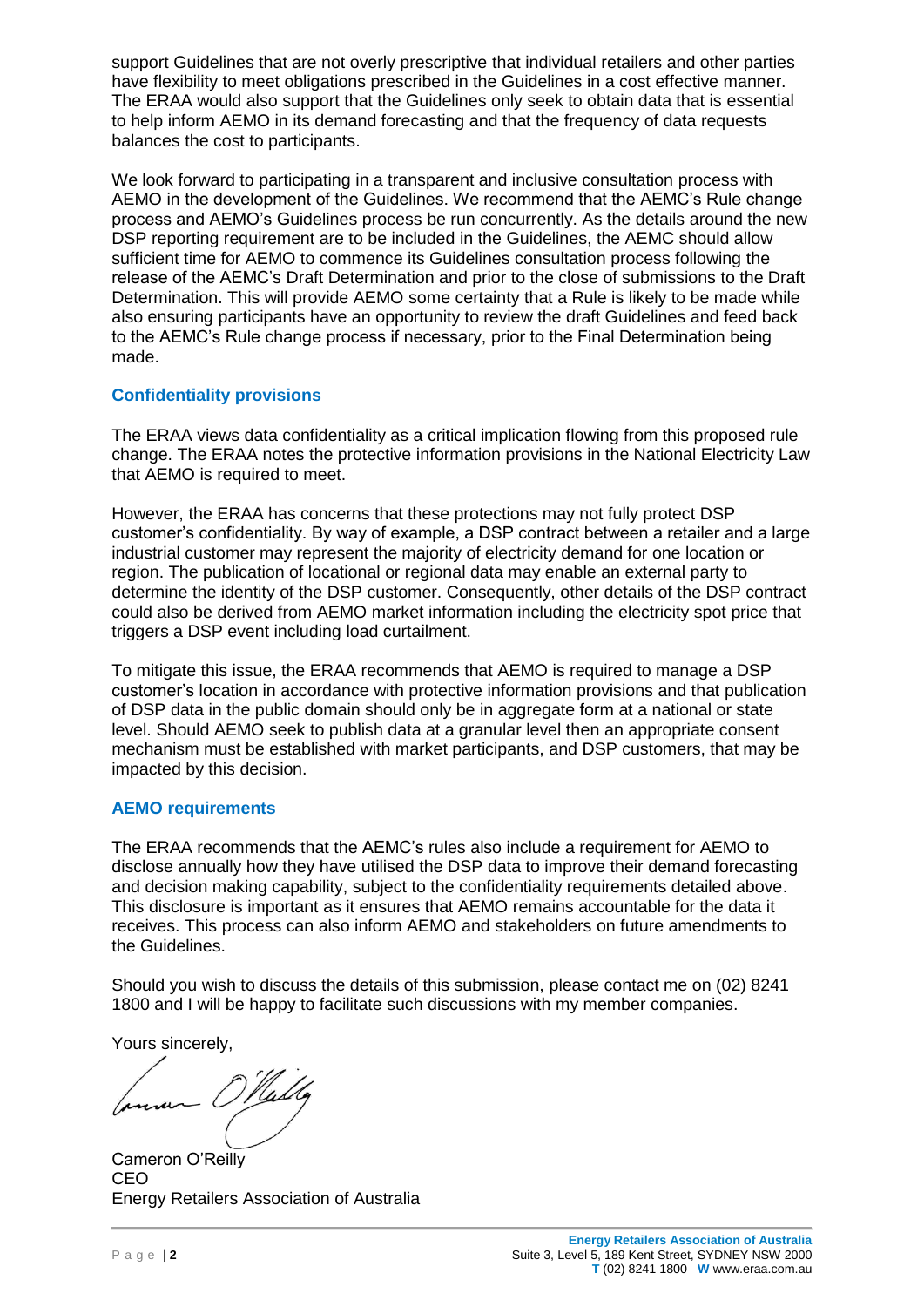support Guidelines that are not overly prescriptive that individual retailers and other parties have flexibility to meet obligations prescribed in the Guidelines in a cost effective manner. The ERAA would also support that the Guidelines only seek to obtain data that is essential to help inform AEMO in its demand forecasting and that the frequency of data requests balances the cost to participants.

We look forward to participating in a transparent and inclusive consultation process with AEMO in the development of the Guidelines. We recommend that the AEMC's Rule change process and AEMO's Guidelines process be run concurrently. As the details around the new DSP reporting requirement are to be included in the Guidelines, the AEMC should allow sufficient time for AEMO to commence its Guidelines consultation process following the release of the AEMC's Draft Determination and prior to the close of submissions to the Draft Determination. This will provide AEMO some certainty that a Rule is likely to be made while also ensuring participants have an opportunity to review the draft Guidelines and feed back to the AEMC's Rule change process if necessary, prior to the Final Determination being made.

### Confidentiality provisions

The ERAA views data confidentiality as a critical implication flowing from this proposed rule change. The ERAA notes the protective information provisions in the National Electricity Law that AEMO is required to meet.

However, the ERAA has concerns that these protections may not fully protect DSP customer's confidentiality. By way of example, a DSP contract between a retailer and a large industrial customer may represent the majority of electricity demand for one location or region. The publication of locational or regional data may enable an external party to determine the identity of the DSP customer. Consequently, other details of the DSP contract could also be derived from AEMO market information including the electricity spot price that triggers a DSP event including load curtailment.

To mitigate this issue, the ERAA recommends that AEMO is required to manage a DSP customer's location in accordance with protective information provisions and that publication of DSP data in the public domain should only be in aggregate form at a national or state level. Should AEMO seek to publish data at a granular level then an appropriate consent mechanism must be established with market participants, and DSP customers, that may be impacted by this decision.

### AEMO requirements

The ERAA recommends that the AEMC's rules also include a requirement for AEMO to disclose annually how they have utilised the DSP data to improve their demand forecasting and decision making capability, subject to the confidentiality requirements detailed above. This disclosure is important as it ensures that AEMO remains accountable for the data it receives. This process can also inform AEMO and stakeholders on future amendments to the Guidelines.

Should you wish to discuss the details of this submission, please contact me on (02) 8241 1800 and I will be happy to facilitate such discussions with my member companies.

Yours sincerely,

Cameron O'Reilly
CEO
Energy Retailers Association of Australia

**Energy Retailers Association of Australia**
Suite 3, Level 5, 189 Kent Street, SYDNEY NSW 2000
**T** (02) 8241 1800 **W** www.eraa.com.au